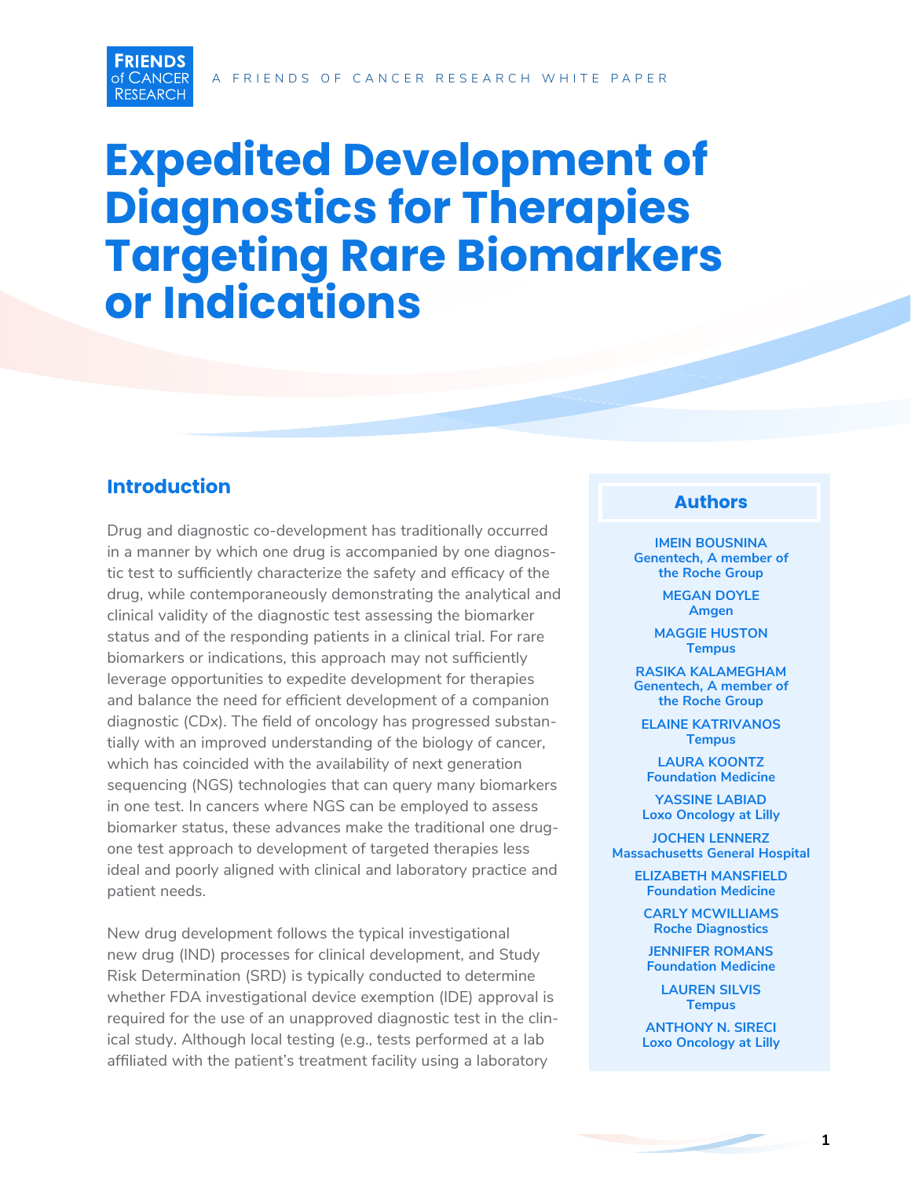FRIENDS of CANCER RESEARCH

A FRIENDS OF CANCER RESEARCH WHITE PAPER

# Expedited Development of Diagnostics for Therapies Targeting Rare Biomarkers or Indications

## Introduction

Drug and diagnostic co-development has traditionally occurred in a manner by which one drug is accompanied by one diagnostic test to sufficiently characterize the safety and efficacy of the drug, while contemporaneously demonstrating the analytical and clinical validity of the diagnostic test assessing the biomarker status and of the responding patients in a clinical trial. For rare biomarkers or indications, this approach may not sufficiently leverage opportunities to expedite development for therapies and balance the need for efficient development of a companion diagnostic (CDx). The field of oncology has progressed substantially with an improved understanding of the biology of cancer, which has coincided with the availability of next generation sequencing (NGS) technologies that can query many biomarkers in one test. In cancers where NGS can be employed to assess biomarker status, these advances make the traditional one drug-one test approach to development of targeted therapies less ideal and poorly aligned with clinical and laboratory practice and patient needs.

New drug development follows the typical investigational new drug (IND) processes for clinical development, and Study Risk Determination (SRD) is typically conducted to determine whether FDA investigational device exemption (IDE) approval is required for the use of an unapproved diagnostic test in the clinical study. Although local testing (e.g., tests performed at a lab affiliated with the patient's treatment facility using a laboratory

### Authors

**IMEIN BOUSNINA**
Genentech, A member of the Roche Group

**MEGAN DOYLE**
Amgen

**MAGGIE HUSTON**
Tempus

**RASIKA KALAMEGHAM**
Genentech, A member of the Roche Group

**ELAINE KATRIVANOS**
Tempus

**LAURA KOONTZ**
Foundation Medicine

**YASSINE LABIAD**
Loxo Oncology at Lilly

**JOCHEN LENNERZ**
Massachusetts General Hospital

**ELIZABETH MANSFIELD**
Foundation Medicine

**CARLY MCWILLIAMS**
Roche Diagnostics

**JENNIFER ROMANS**
Foundation Medicine

**LAUREN SILVIS**
Tempus

**ANTHONY N. SIRECI**
Loxo Oncology at Lilly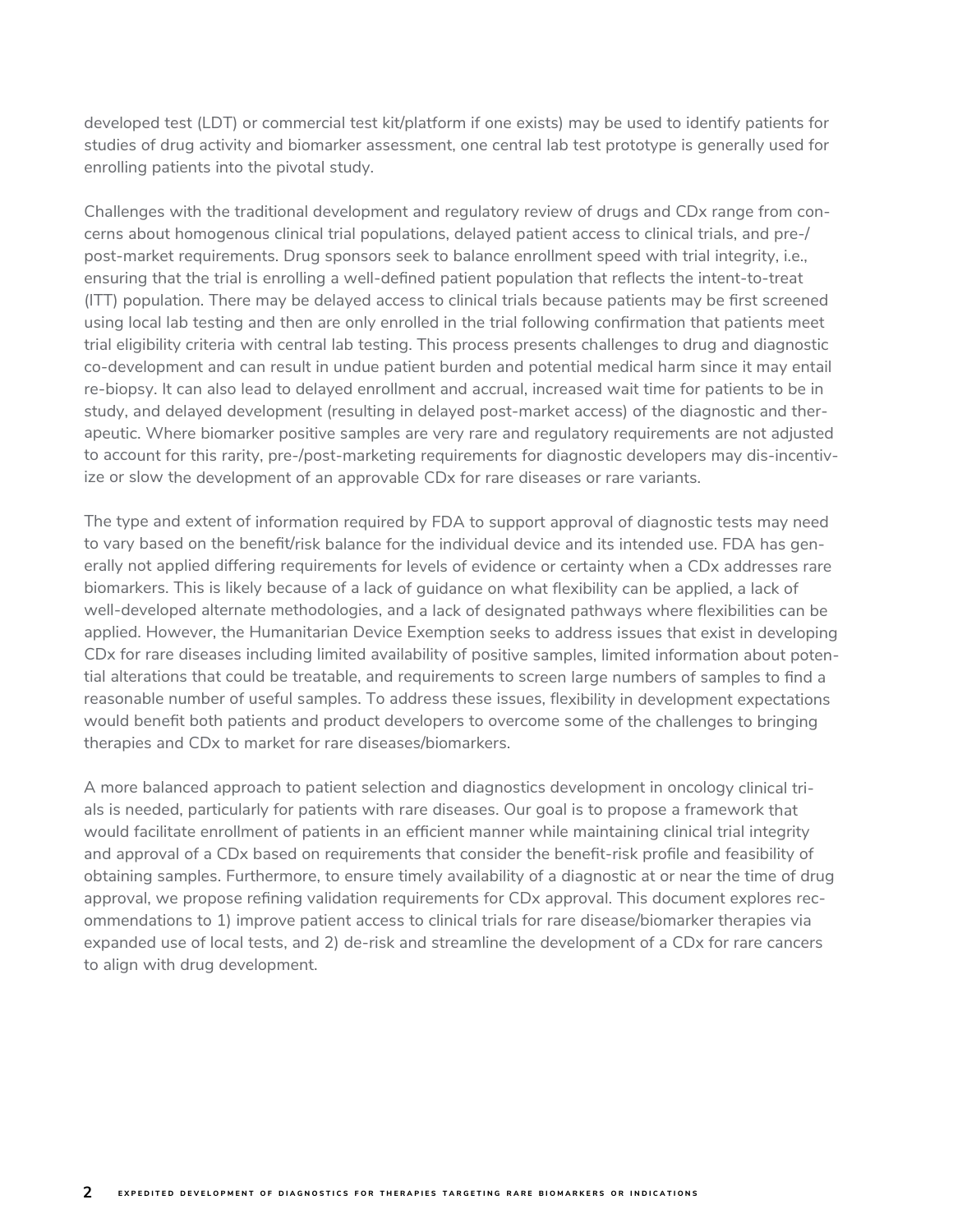developed test (LDT) or commercial test kit/platform if one exists) may be used to identify patients for studies of drug activity and biomarker assessment, one central lab test prototype is generally used for enrolling patients into the pivotal study.

Challenges with the traditional development and regulatory review of drugs and CDx range from concerns about homogenous clinical trial populations, delayed patient access to clinical trials, and pre-/post-market requirements. Drug sponsors seek to balance enrollment speed with trial integrity, i.e., ensuring that the trial is enrolling a well-defined patient population that reflects the intent-to-treat (ITT) population. There may be delayed access to clinical trials because patients may be first screened using local lab testing and then are only enrolled in the trial following confirmation that patients meet trial eligibility criteria with central lab testing. This process presents challenges to drug and diagnostic co-development and can result in undue patient burden and potential medical harm since it may entail re-biopsy. It can also lead to delayed enrollment and accrual, increased wait time for patients to be in study, and delayed development (resulting in delayed post-market access) of the diagnostic and therapeutic. Where biomarker positive samples are very rare and regulatory requirements are not adjusted to account for this rarity, pre-/post-marketing requirements for diagnostic developers may dis-incentivize or slow the development of an approvable CDx for rare diseases or rare variants.

The type and extent of information required by FDA to support approval of diagnostic tests may need to vary based on the benefit/risk balance for the individual device and its intended use. FDA has generally not applied differing requirements for levels of evidence or certainty when a CDx addresses rare biomarkers. This is likely because of a lack of guidance on what flexibility can be applied, a lack of well-developed alternate methodologies, and a lack of designated pathways where flexibilities can be applied. However, the Humanitarian Device Exemption seeks to address issues that exist in developing CDx for rare diseases including limited availability of positive samples, limited information about potential alterations that could be treatable, and requirements to screen large numbers of samples to find a reasonable number of useful samples. To address these issues, flexibility in development expectations would benefit both patients and product developers to overcome some of the challenges to bringing therapies and CDx to market for rare diseases/biomarkers.

A more balanced approach to patient selection and diagnostics development in oncology clinical trials is needed, particularly for patients with rare diseases. Our goal is to propose a framework that would facilitate enrollment of patients in an efficient manner while maintaining clinical trial integrity and approval of a CDx based on requirements that consider the benefit-risk profile and feasibility of obtaining samples. Furthermore, to ensure timely availability of a diagnostic at or near the time of drug approval, we propose refining validation requirements for CDx approval. This document explores recommendations to 1) improve patient access to clinical trials for rare disease/biomarker therapies via expanded use of local tests, and 2) de-risk and streamline the development of a CDx for rare cancers to align with drug development.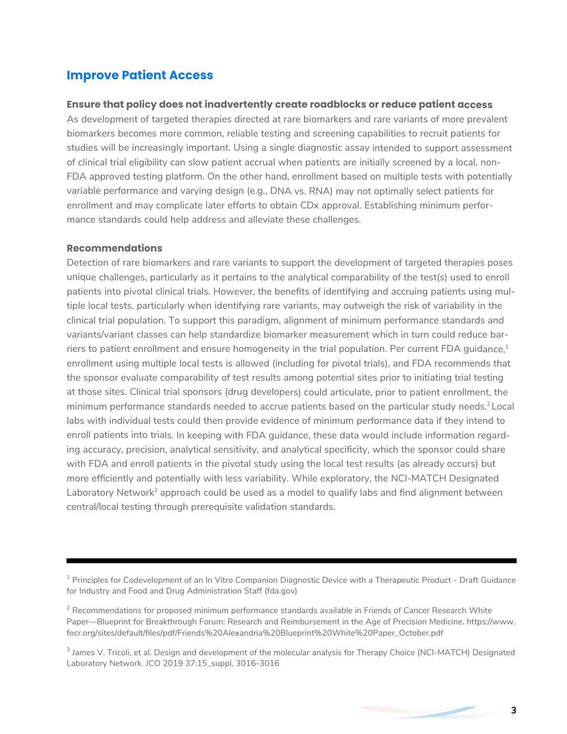## Improve Patient Access

### Ensure that policy does not inadvertently create roadblocks or reduce patient access

As development of targeted therapies directed at rare biomarkers and rare variants of more prevalent biomarkers becomes more common, reliable testing and screening capabilities to recruit patients for studies will be increasingly important. Using a single diagnostic assay intended to support assessment of clinical trial eligibility can slow patient accrual when patients are initially screened by a local, non-FDA approved testing platform. On the other hand, enrollment based on multiple tests with potentially variable performance and varying design (e.g., DNA vs. RNA) may not optimally select patients for enrollment and may complicate later efforts to obtain CDx approval. Establishing minimum performance standards could help address and alleviate these challenges.

### Recommendations

Detection of rare biomarkers and rare variants to support the development of targeted therapies poses unique challenges, particularly as it pertains to the analytical comparability of the test(s) used to enroll patients into pivotal clinical trials. However, the benefits of identifying and accruing patients using multiple local tests, particularly when identifying rare variants, may outweigh the risk of variability in the clinical trial population. To support this paradigm, alignment of minimum performance standards and variants/variant classes can help standardize biomarker measurement which in turn could reduce barriers to patient enrollment and ensure homogeneity in the trial population. Per current FDA guidance,[1] enrollment using multiple local tests is allowed (including for pivotal trials), and FDA recommends that the sponsor evaluate comparability of test results among potential sites prior to initiating trial testing at those sites. Clinical trial sponsors (drug developers) could articulate, prior to patient enrollment, the minimum performance standards needed to accrue patients based on the particular study needs.[2] Local labs with individual tests could then provide evidence of minimum performance data if they intend to enroll patients into trials. In keeping with FDA guidance, these data would include information regarding accuracy, precision, analytical sensitivity, and analytical specificity, which the sponsor could share with FDA and enroll patients in the pivotal study using the local test results (as already occurs) but more efficiently and potentially with less variability. While exploratory, the NCI-MATCH Designated Laboratory Network[3] approach could be used as a model to qualify labs and find alignment between central/local testing through prerequisite validation standards.

---

[1] Principles for Codevelopment of an In Vitro Companion Diagnostic Device with a Therapeutic Product - Draft Guidance for Industry and Food and Drug Administration Staff (fda.gov)

[2] Recommendations for proposed minimum performance standards available in Friends of Cancer Research White Paper—Blueprint for Breakthrough Forum: Research and Reimbursement in the Age of Precision Medicine. https://www.focr.org/sites/default/files/pdf/Friends%20Alexandria%20Blueprint%20White%20Paper_October.pdf

[3] James V. Tricoli, et al. Design and development of the molecular analysis for Therapy Choice (NCI-MATCH) Designated Laboratory Network. JCO 2019 37:15_suppl, 3016-3016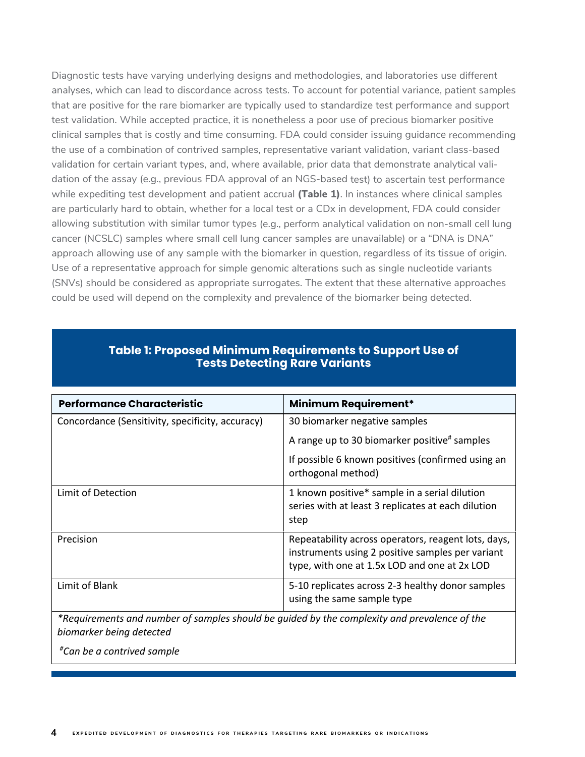Diagnostic tests have varying underlying designs and methodologies, and laboratories use different analyses, which can lead to discordance across tests. To account for potential variance, patient samples that are positive for the rare biomarker are typically used to standardize test performance and support test validation. While accepted practice, it is nonetheless a poor use of precious biomarker positive clinical samples that is costly and time consuming. FDA could consider issuing guidance recommending the use of a combination of contrived samples, representative variant validation, variant class-based validation for certain variant types, and, where available, prior data that demonstrate analytical validation of the assay (e.g., previous FDA approval of an NGS-based test) to ascertain test performance while expediting test development and patient accrual **(Table 1)**. In instances where clinical samples are particularly hard to obtain, whether for a local test or a CDx in development, FDA could consider allowing substitution with similar tumor types (e.g., perform analytical validation on non-small cell lung cancer (NCSLC) samples where small cell lung cancer samples are unavailable) or a "DNA is DNA" approach allowing use of any sample with the biomarker in question, regardless of its tissue of origin. Use of a representative approach for simple genomic alterations such as single nucleotide variants (SNVs) should be considered as appropriate surrogates. The extent that these alternative approaches could be used will depend on the complexity and prevalence of the biomarker being detected.

**Table 1: Proposed Minimum Requirements to Support Use of Tests Detecting Rare Variants**

| Performance Characteristic | Minimum Requirement* |
|---|---|
| Concordance (Sensitivity, specificity, accuracy) | 30 biomarker negative samples<br>A range up to 30 biomarker positive# samples<br>If possible 6 known positives (confirmed using an orthogonal method) |
| Limit of Detection | 1 known positive* sample in a serial dilution series with at least 3 replicates at each dilution step |
| Precision | Repeatability across operators, reagent lots, days, instruments using 2 positive samples per variant type, with one at 1.5x LOD and one at 2x LOD |
| Limit of Blank | 5-10 replicates across 2-3 healthy donor samples using the same sample type |

*\*Requirements and number of samples should be guided by the complexity and prevalence of the biomarker being detected*

*#Can be a contrived sample*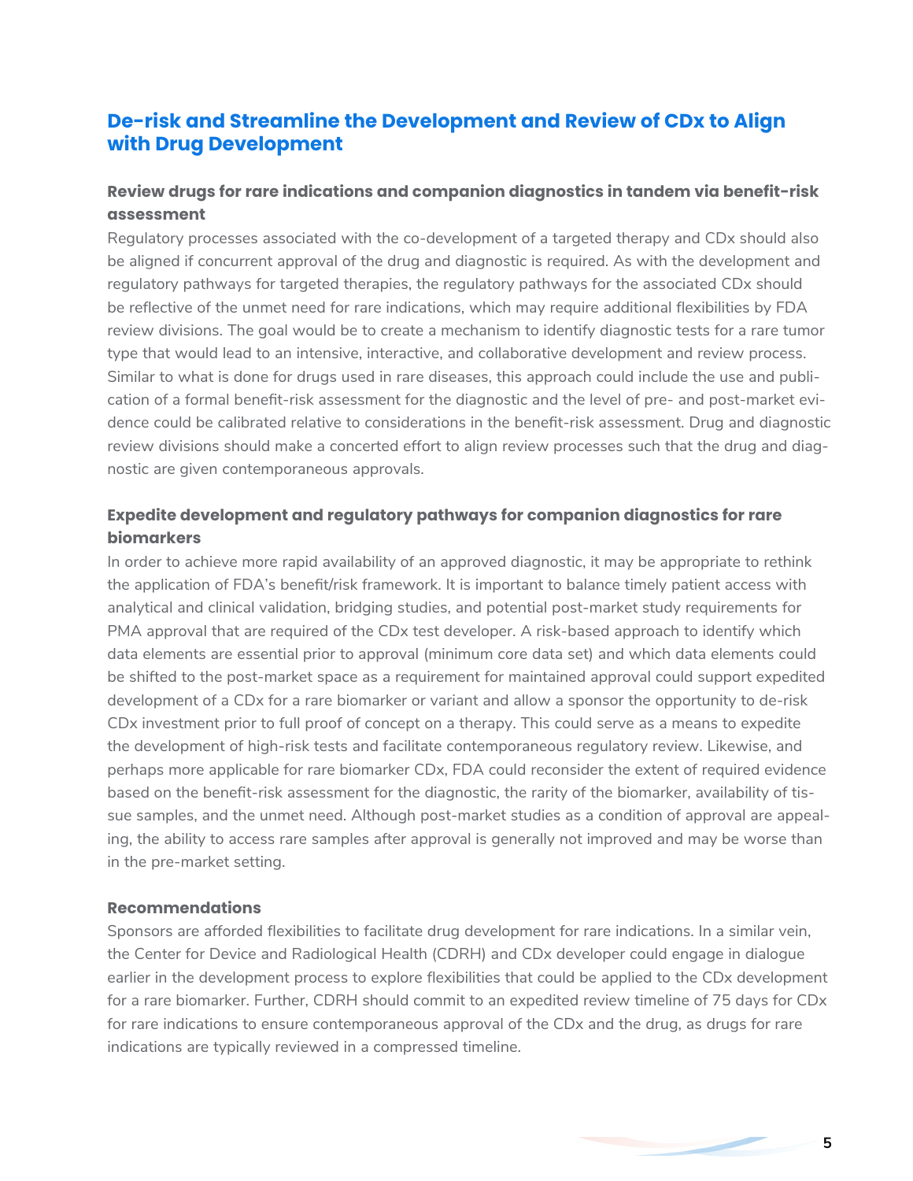## De-risk and Streamline the Development and Review of CDx to Align with Drug Development

### Review drugs for rare indications and companion diagnostics in tandem via benefit-risk assessment

Regulatory processes associated with the co-development of a targeted therapy and CDx should also be aligned if concurrent approval of the drug and diagnostic is required. As with the development and regulatory pathways for targeted therapies, the regulatory pathways for the associated CDx should be reflective of the unmet need for rare indications, which may require additional flexibilities by FDA review divisions. The goal would be to create a mechanism to identify diagnostic tests for a rare tumor type that would lead to an intensive, interactive, and collaborative development and review process. Similar to what is done for drugs used in rare diseases, this approach could include the use and publication of a formal benefit-risk assessment for the diagnostic and the level of pre- and post-market evidence could be calibrated relative to considerations in the benefit-risk assessment. Drug and diagnostic review divisions should make a concerted effort to align review processes such that the drug and diagnostic are given contemporaneous approvals.

### Expedite development and regulatory pathways for companion diagnostics for rare biomarkers

In order to achieve more rapid availability of an approved diagnostic, it may be appropriate to rethink the application of FDA's benefit/risk framework. It is important to balance timely patient access with analytical and clinical validation, bridging studies, and potential post-market study requirements for PMA approval that are required of the CDx test developer. A risk-based approach to identify which data elements are essential prior to approval (minimum core data set) and which data elements could be shifted to the post-market space as a requirement for maintained approval could support expedited development of a CDx for a rare biomarker or variant and allow a sponsor the opportunity to de-risk CDx investment prior to full proof of concept on a therapy. This could serve as a means to expedite the development of high-risk tests and facilitate contemporaneous regulatory review. Likewise, and perhaps more applicable for rare biomarker CDx, FDA could reconsider the extent of required evidence based on the benefit-risk assessment for the diagnostic, the rarity of the biomarker, availability of tissue samples, and the unmet need. Although post-market studies as a condition of approval are appealing, the ability to access rare samples after approval is generally not improved and may be worse than in the pre-market setting.

### Recommendations

Sponsors are afforded flexibilities to facilitate drug development for rare indications. In a similar vein, the Center for Device and Radiological Health (CDRH) and CDx developer could engage in dialogue earlier in the development process to explore flexibilities that could be applied to the CDx development for a rare biomarker. Further, CDRH should commit to an expedited review timeline of 75 days for CDx for rare indications to ensure contemporaneous approval of the CDx and the drug, as drugs for rare indications are typically reviewed in a compressed timeline.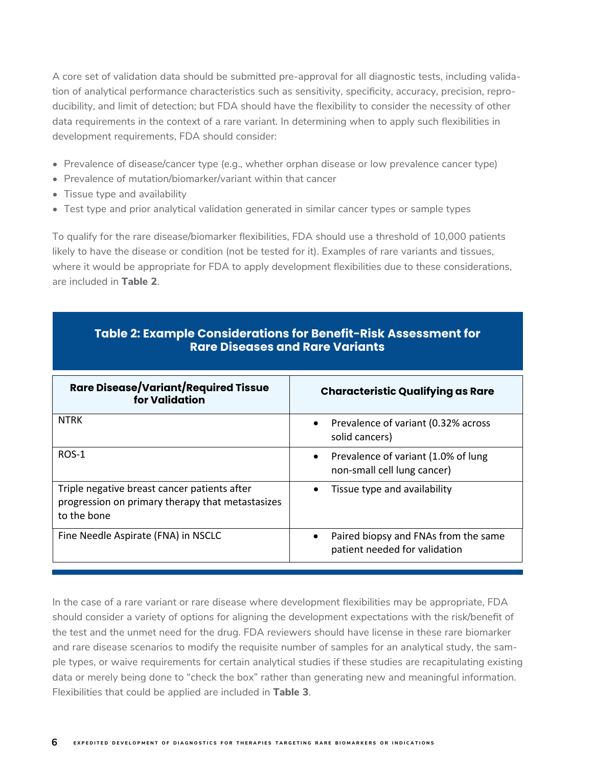A core set of validation data should be submitted pre-approval for all diagnostic tests, including validation of analytical performance characteristics such as sensitivity, specificity, accuracy, precision, reproducibility, and limit of detection; but FDA should have the flexibility to consider the necessity of other data requirements in the context of a rare variant. In determining when to apply such flexibilities in development requirements, FDA should consider:

- Prevalence of disease/cancer type (e.g., whether orphan disease or low prevalence cancer type)
- Prevalence of mutation/biomarker/variant within that cancer
- Tissue type and availability
- Test type and prior analytical validation generated in similar cancer types or sample types

To qualify for the rare disease/biomarker flexibilities, FDA should use a threshold of 10,000 patients likely to have the disease or condition (not be tested for it). Examples of rare variants and tissues, where it would be appropriate for FDA to apply development flexibilities due to these considerations, are included in **Table 2**.

**Table 2: Example Considerations for Benefit-Risk Assessment for Rare Diseases and Rare Variants**

| Rare Disease/Variant/Required Tissue for Validation | Characteristic Qualifying as Rare |
|---|---|
| NTRK | • Prevalence of variant (0.32% across solid cancers) |
| ROS-1 | • Prevalence of variant (1.0% of lung non-small cell lung cancer) |
| Triple negative breast cancer patients after progression on primary therapy that metastasizes to the bone | • Tissue type and availability |
| Fine Needle Aspirate (FNA) in NSCLC | • Paired biopsy and FNAs from the same patient needed for validation |

In the case of a rare variant or rare disease where development flexibilities may be appropriate, FDA should consider a variety of options for aligning the development expectations with the risk/benefit of the test and the unmet need for the drug. FDA reviewers should have license in these rare biomarker and rare disease scenarios to modify the requisite number of samples for an analytical study, the sample types, or waive requirements for certain analytical studies if these studies are recapitulating existing data or merely being done to "check the box" rather than generating new and meaningful information. Flexibilities that could be applied are included in **Table 3**.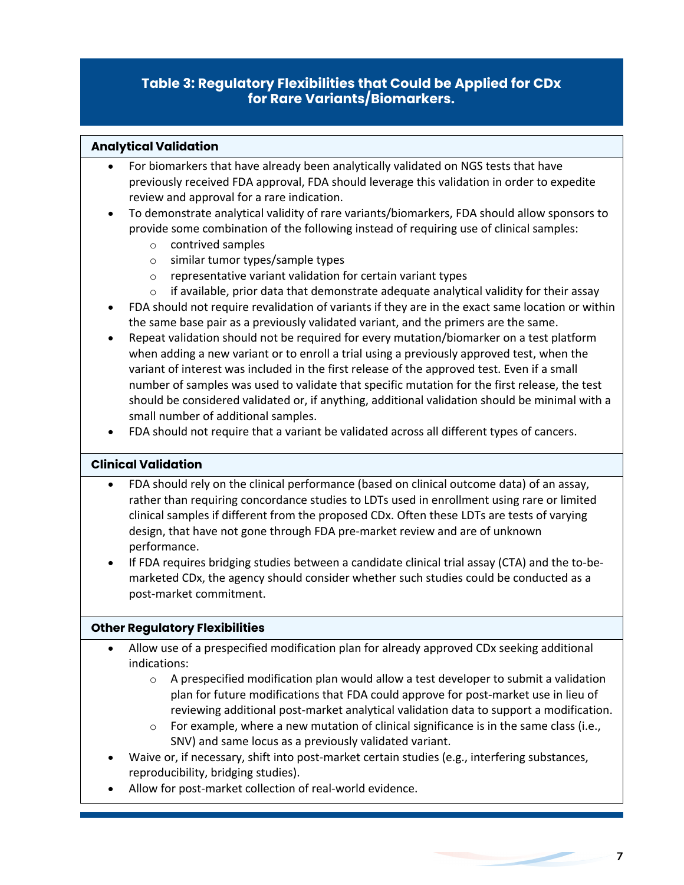## Table 3: Regulatory Flexibilities that Could be Applied for CDx for Rare Variants/Biomarkers.

### Analytical Validation

- For biomarkers that have already been analytically validated on NGS tests that have previously received FDA approval, FDA should leverage this validation in order to expedite review and approval for a rare indication.
- To demonstrate analytical validity of rare variants/biomarkers, FDA should allow sponsors to provide some combination of the following instead of requiring use of clinical samples:
  - contrived samples
  - similar tumor types/sample types
  - representative variant validation for certain variant types
  - if available, prior data that demonstrate adequate analytical validity for their assay
- FDA should not require revalidation of variants if they are in the exact same location or within the same base pair as a previously validated variant, and the primers are the same.
- Repeat validation should not be required for every mutation/biomarker on a test platform when adding a new variant or to enroll a trial using a previously approved test, when the variant of interest was included in the first release of the approved test. Even if a small number of samples was used to validate that specific mutation for the first release, the test should be considered validated or, if anything, additional validation should be minimal with a small number of additional samples.
- FDA should not require that a variant be validated across all different types of cancers.

### Clinical Validation

- FDA should rely on the clinical performance (based on clinical outcome data) of an assay, rather than requiring concordance studies to LDTs used in enrollment using rare or limited clinical samples if different from the proposed CDx. Often these LDTs are tests of varying design, that have not gone through FDA pre-market review and are of unknown performance.
- If FDA requires bridging studies between a candidate clinical trial assay (CTA) and the to-be-marketed CDx, the agency should consider whether such studies could be conducted as a post-market commitment.

### Other Regulatory Flexibilities

- Allow use of a prespecified modification plan for already approved CDx seeking additional indications:
  - A prespecified modification plan would allow a test developer to submit a validation plan for future modifications that FDA could approve for post-market use in lieu of reviewing additional post-market analytical validation data to support a modification.
  - For example, where a new mutation of clinical significance is in the same class (i.e., SNV) and same locus as a previously validated variant.
- Waive or, if necessary, shift into post-market certain studies (e.g., interfering substances, reproducibility, bridging studies).
- Allow for post-market collection of real-world evidence.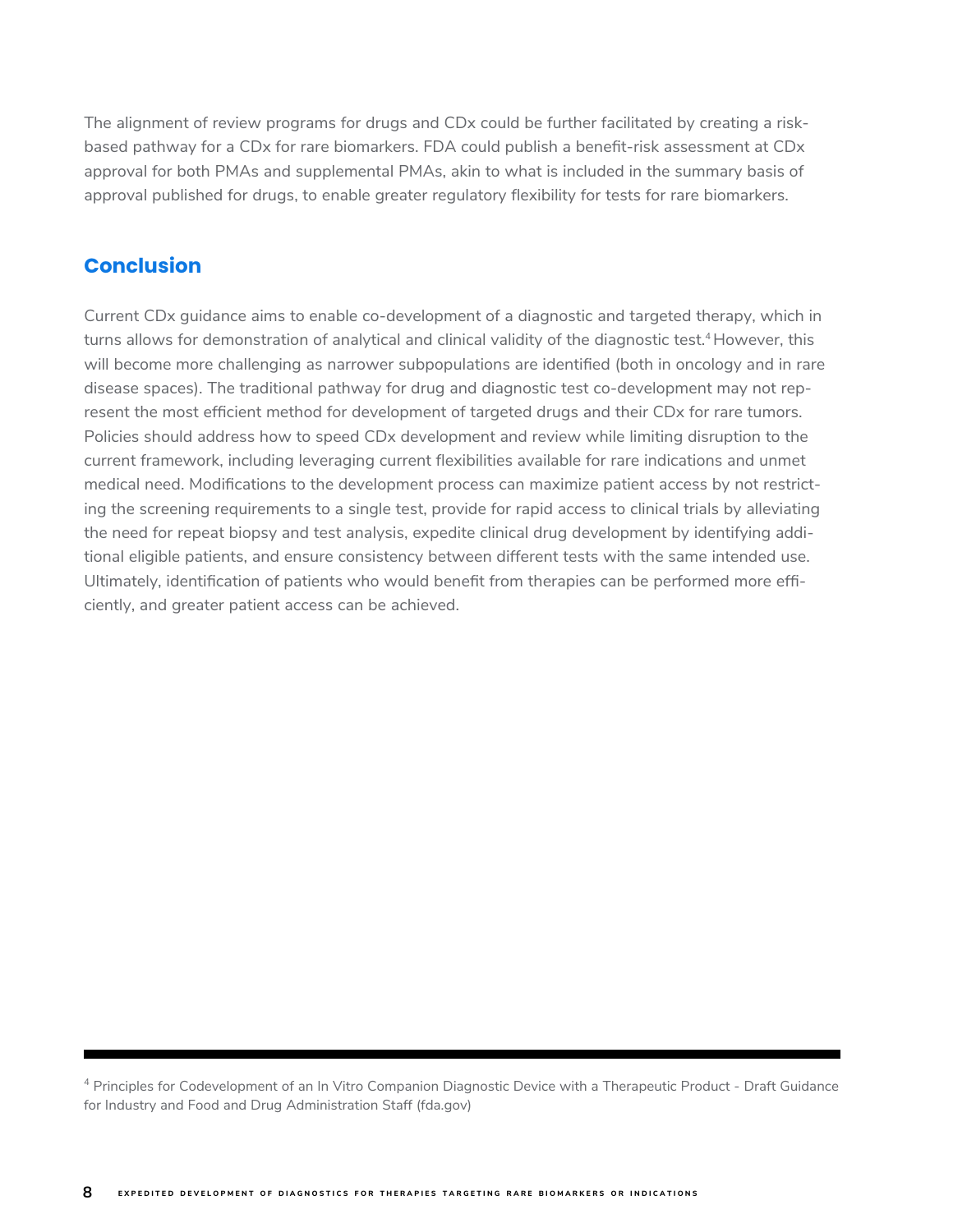The alignment of review programs for drugs and CDx could be further facilitated by creating a risk-based pathway for a CDx for rare biomarkers. FDA could publish a benefit-risk assessment at CDx approval for both PMAs and supplemental PMAs, akin to what is included in the summary basis of approval published for drugs, to enable greater regulatory flexibility for tests for rare biomarkers.

## Conclusion

Current CDx guidance aims to enable co-development of a diagnostic and targeted therapy, which in turns allows for demonstration of analytical and clinical validity of the diagnostic test.[4] However, this will become more challenging as narrower subpopulations are identified (both in oncology and in rare disease spaces). The traditional pathway for drug and diagnostic test co-development may not represent the most efficient method for development of targeted drugs and their CDx for rare tumors. Policies should address how to speed CDx development and review while limiting disruption to the current framework, including leveraging current flexibilities available for rare indications and unmet medical need. Modifications to the development process can maximize patient access by not restricting the screening requirements to a single test, provide for rapid access to clinical trials by alleviating the need for repeat biopsy and test analysis, expedite clinical drug development by identifying additional eligible patients, and ensure consistency between different tests with the same intended use. Ultimately, identification of patients who would benefit from therapies can be performed more efficiently, and greater patient access can be achieved.

---

[4] Principles for Codevelopment of an In Vitro Companion Diagnostic Device with a Therapeutic Product - Draft Guidance for Industry and Food and Drug Administration Staff (fda.gov)